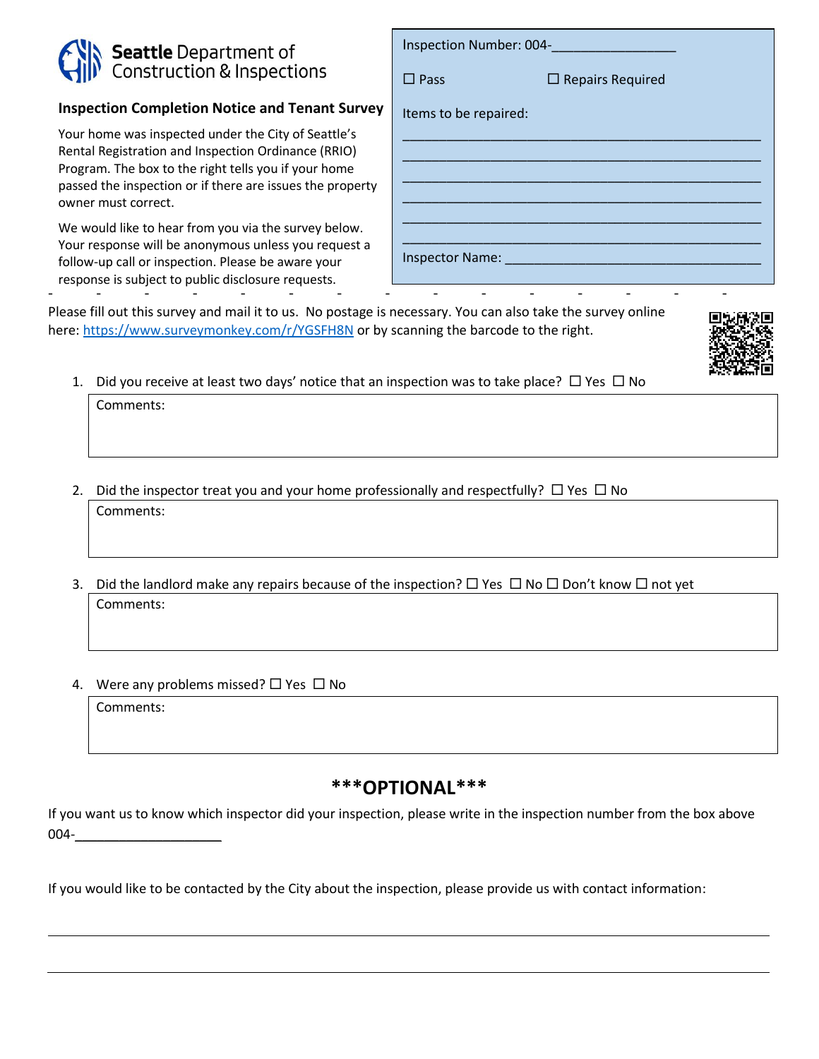**Seattle** Department of Construction & Inspections

## Inspection Completion Notice and Tenant Survey

Your home was inspected under the City of Seattle's Rental Registration and Inspection Ordinance (RRIO) Program. The box to the right tells you if your home passed the inspection or if there are issues the property owner must correct.

We would like to hear from you via the survey below. Your response will be anonymous unless you request a follow-up call or inspection. Please be aware your response is subject to public disclosure requests.

Inspection Number: 004-________________

☐ Pass ☐ Repairs Required

Items to be repaired:

_______________________________________________

_______________________________________________

_______________________________________________

_______________________________________________

_______________________________________________

_______________________________________________

Inspector Name: _________________________________

- - - - - - - - - - - - - - -

Please fill out this survey and mail it to us. No postage is necessary. You can also take the survey online here: https://www.surveymonkey.com/r/YGSFH8N or by scanning the barcode to the right.

1. Did you receive at least two days' notice that an inspection was to take place? ☐ Yes ☐ No

   Comments:

2. Did the inspector treat you and your home professionally and respectfully? ☐ Yes ☐ No

   Comments:

3. Did the landlord make any repairs because of the inspection? ☐ Yes ☐ No ☐ Don't know ☐ not yet

   Comments:

4. Were any problems missed? ☐ Yes ☐ No

   Comments:

## ***OPTIONAL***

If you want us to know which inspector did your inspection, please write in the inspection number from the box above 004-___________________

If you would like to be contacted by the City about the inspection, please provide us with contact information:

_______________________________________________

_______________________________________________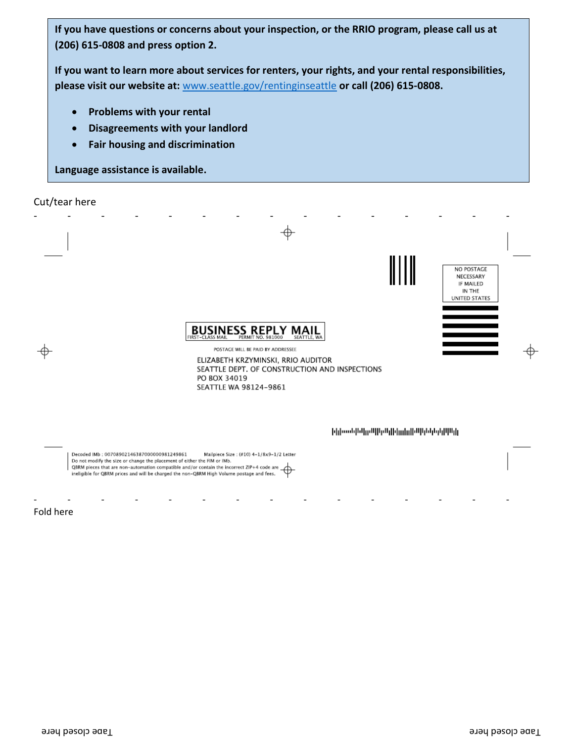**If you have questions or concerns about your inspection, or the RRIO program, please call us at (206) 615-0808 and press option 2.**

**If you want to learn more about services for renters, your rights, and your rental responsibilities, please visit our website at: [www.seattle.gov/rentinginseattle](http://www.seattle.gov/rentinginseattle) or call (206) 615-0808.**

- **Problems with your rental**
- **Disagreements with your landlord**
- **Fair housing and discrimination**

**Language assistance is available.**

Cut/tear here

NO POSTAGE NECESSARY IF MAILED IN THE UNITED STATES

**BUSINESS REPLY MAIL**
FIRST-CLASS MAIL PERMIT NO. 981000 SEATTLE, WA

POSTAGE WILL BE PAID BY ADDRESSEE

ELIZABETH KRZYMINSKI, RRIO AUDITOR
SEATTLE DEPT. OF CONSTRUCTION AND INSPECTIONS
PO BOX 34019
SEATTLE WA 98124-9861

Decoded IMb : 00708902146387000000981249861 Mailpiece Size : (#10) 4-1/8x9-1/2 Letter
Do not modify the size or change the placement of either the FIM or IMb.
QBRM pieces that are non-automation compatible and/or contain the incorrect ZIP+4 code are ineligible for QBRM prices and will be charged the non-QBRM High Volume postage and fees.

Fold here

Tape closed here

Tape closed here